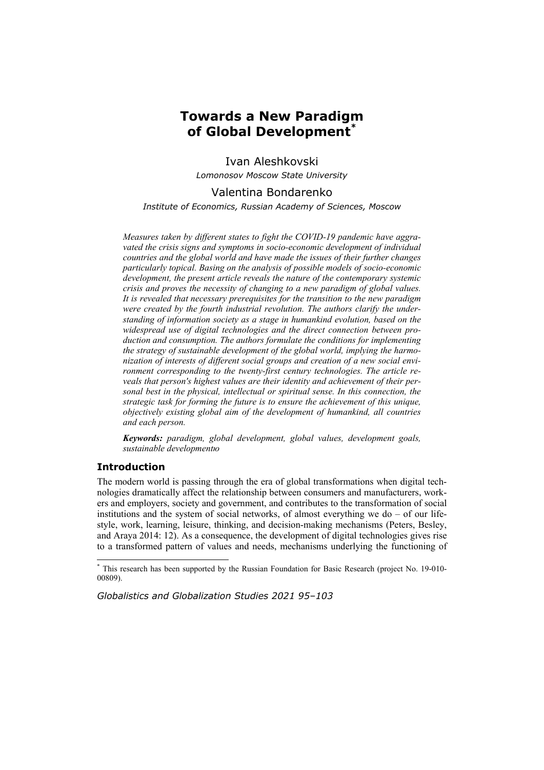# Towards a New Paradigm of Global Development[*]

Ivan Aleshkovski

*Lomonosov Moscow State University*

Valentina Bondarenko

*Institute of Economics, Russian Academy of Sciences, Moscow*

*Measures taken by different states to fight the COVID-19 pandemic have aggravated the crisis signs and symptoms in socio-economic development of individual countries and the global world and have made the issues of their further changes particularly topical. Basing on the analysis of possible models of socio-economic development, the present article reveals the nature of the contemporary systemic crisis and proves the necessity of changing to a new paradigm of global values. It is revealed that necessary prerequisites for the transition to the new paradigm were created by the fourth industrial revolution. The authors clarify the understanding of information society as a stage in humankind evolution, based on the widespread use of digital technologies and the direct connection between production and consumption. The authors formulate the conditions for implementing the strategy of sustainable development of the global world, implying the harmonization of interests of different social groups and creation of a new social environment corresponding to the twenty-first century technologies. The article reveals that person's highest values are their identity and achievement of their personal best in the physical, intellectual or spiritual sense. In this connection, the strategic task for forming the future is to ensure the achievement of this unique, objectively existing global aim of the development of humankind, all countries and each person.*

***Keywords:*** *paradigm, global development, global values, development goals, sustainable developmentю*

## Introduction

The modern world is passing through the era of global transformations when digital technologies dramatically affect the relationship between consumers and manufacturers, workers and employers, society and government, and contributes to the transformation of social institutions and the system of social networks, of almost everything we do – of our lifestyle, work, learning, leisure, thinking, and decision-making mechanisms (Peters, Besley, and Araya 2014: 12). As a consequence, the development of digital technologies gives rise to a transformed pattern of values and needs, mechanisms underlying the functioning of

---

[*] This research has been supported by the Russian Foundation for Basic Research (project No. 19-010-00809).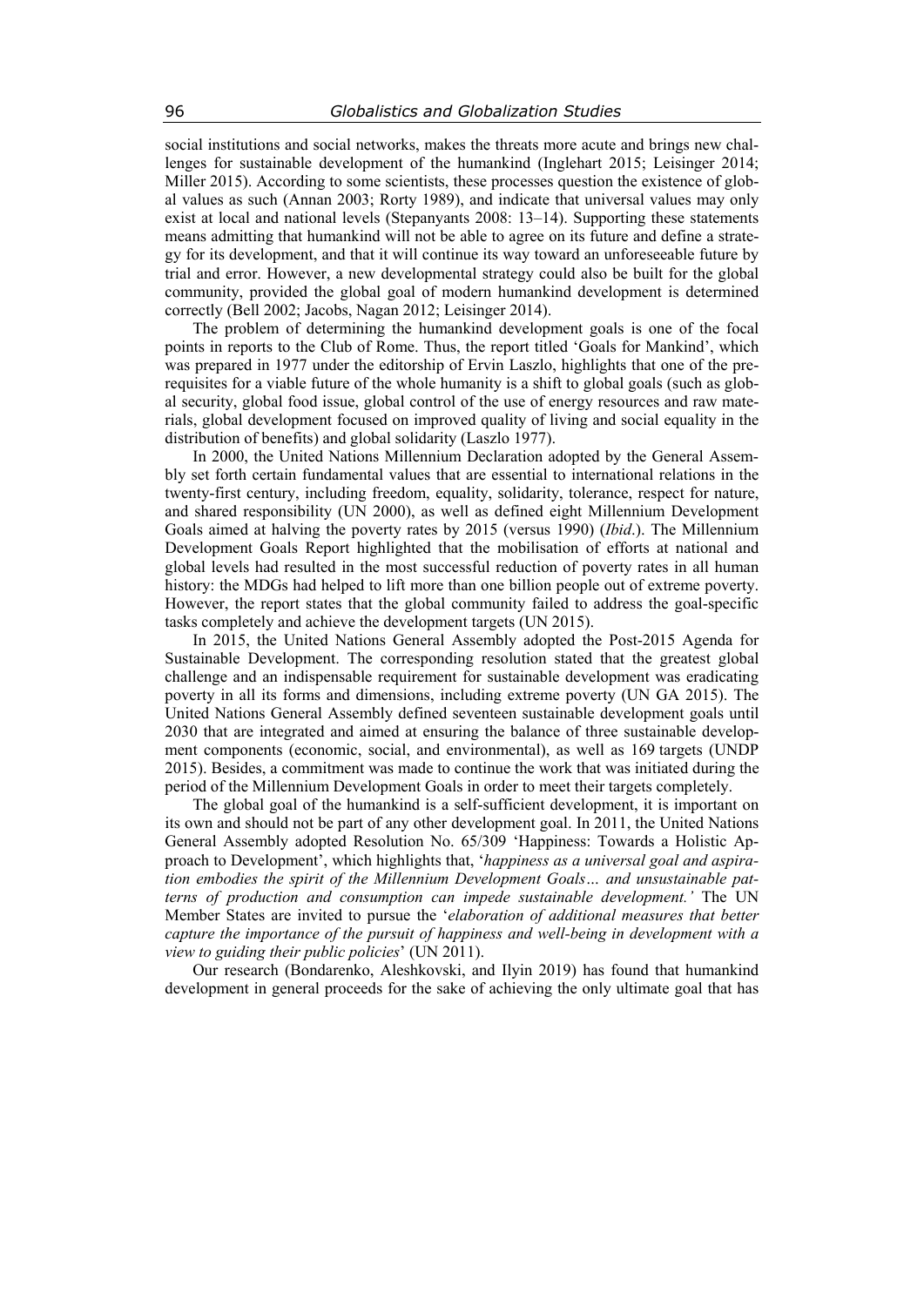social institutions and social networks, makes the threats more acute and brings new challenges for sustainable development of the humankind (Inglehart 2015; Leisinger 2014; Miller 2015). According to some scientists, these processes question the existence of global values as such (Annan 2003; Rorty 1989), and indicate that universal values may only exist at local and national levels (Stepanyants 2008: 13–14). Supporting these statements means admitting that humankind will not be able to agree on its future and define a strategy for its development, and that it will continue its way toward an unforeseeable future by trial and error. However, a new developmental strategy could also be built for the global community, provided the global goal of modern humankind development is determined correctly (Bell 2002; Jacobs, Nagan 2012; Leisinger 2014).

The problem of determining the humankind development goals is one of the focal points in reports to the Club of Rome. Thus, the report titled 'Goals for Mankind', which was prepared in 1977 under the editorship of Ervin Laszlo, highlights that one of the prerequisites for a viable future of the whole humanity is a shift to global goals (such as global security, global food issue, global control of the use of energy resources and raw materials, global development focused on improved quality of living and social equality in the distribution of benefits) and global solidarity (Laszlo 1977).

In 2000, the United Nations Millennium Declaration adopted by the General Assembly set forth certain fundamental values that are essential to international relations in the twenty-first century, including freedom, equality, solidarity, tolerance, respect for nature, and shared responsibility (UN 2000), as well as defined eight Millennium Development Goals aimed at halving the poverty rates by 2015 (versus 1990) (*Ibid*.). The Millennium Development Goals Report highlighted that the mobilisation of efforts at national and global levels had resulted in the most successful reduction of poverty rates in all human history: the MDGs had helped to lift more than one billion people out of extreme poverty. However, the report states that the global community failed to address the goal-specific tasks completely and achieve the development targets (UN 2015).

In 2015, the United Nations General Assembly adopted the Post-2015 Agenda for Sustainable Development. The corresponding resolution stated that the greatest global challenge and an indispensable requirement for sustainable development was eradicating poverty in all its forms and dimensions, including extreme poverty (UN GA 2015). The United Nations General Assembly defined seventeen sustainable development goals until 2030 that are integrated and aimed at ensuring the balance of three sustainable development components (economic, social, and environmental), as well as 169 targets (UNDP 2015). Besides, a commitment was made to continue the work that was initiated during the period of the Millennium Development Goals in order to meet their targets completely.

The global goal of the humankind is a self-sufficient development, it is important on its own and should not be part of any other development goal. In 2011, the United Nations General Assembly adopted Resolution No. 65/309 'Happiness: Towards a Holistic Approach to Development', which highlights that, '*happiness as a universal goal and aspiration embodies the spirit of the Millennium Development Goals… and unsustainable patterns of production and consumption can impede sustainable development.'* The UN Member States are invited to pursue the '*elaboration of additional measures that better capture the importance of the pursuit of happiness and well-being in development with a view to guiding their public policies*' (UN 2011).

Our research (Bondarenko, Aleshkovski, and Ilyin 2019) has found that humankind development in general proceeds for the sake of achieving the only ultimate goal that has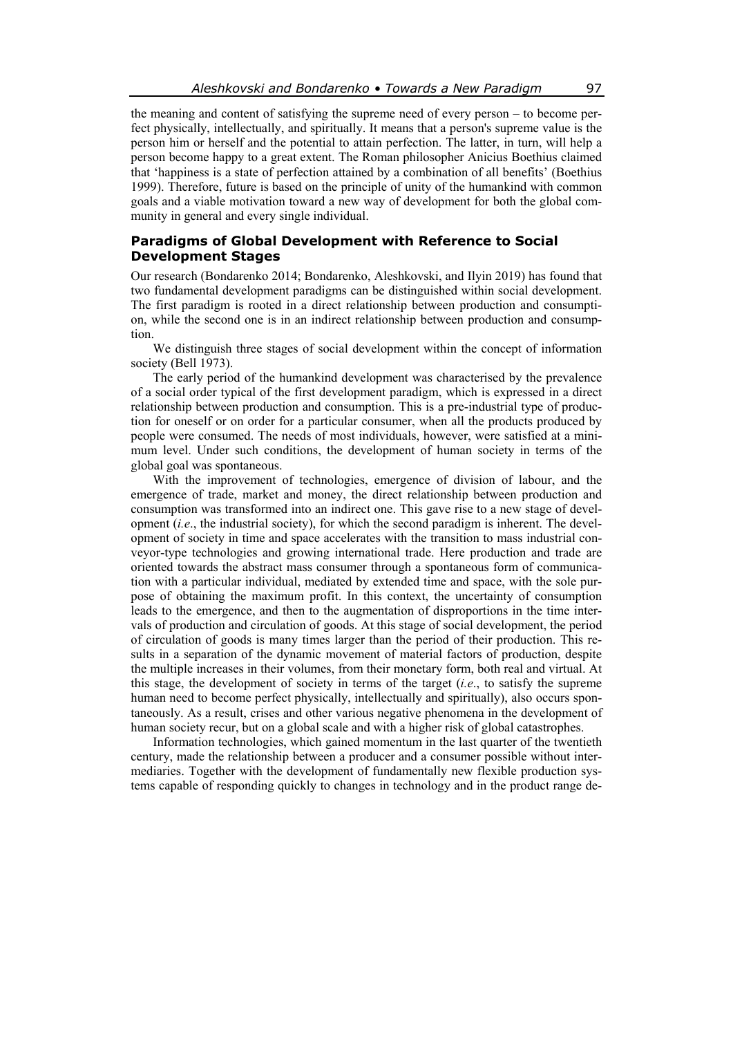the meaning and content of satisfying the supreme need of every person – to become perfect physically, intellectually, and spiritually. It means that a person's supreme value is the person him or herself and the potential to attain perfection. The latter, in turn, will help a person become happy to a great extent. The Roman philosopher Anicius Boethius claimed that 'happiness is a state of perfection attained by a combination of all benefits' (Boethius 1999). Therefore, future is based on the principle of unity of the humankind with common goals and a viable motivation toward a new way of development for both the global community in general and every single individual.

## Paradigms of Global Development with Reference to Social Development Stages

Our research (Bondarenko 2014; Bondarenko, Aleshkovski, and Ilyin 2019) has found that two fundamental development paradigms can be distinguished within social development. The first paradigm is rooted in a direct relationship between production and consumption, while the second one is in an indirect relationship between production and consumption.

We distinguish three stages of social development within the concept of information society (Bell 1973).

The early period of the humankind development was characterised by the prevalence of a social order typical of the first development paradigm, which is expressed in a direct relationship between production and consumption. This is a pre-industrial type of production for oneself or on order for a particular consumer, when all the products produced by people were consumed. The needs of most individuals, however, were satisfied at a minimum level. Under such conditions, the development of human society in terms of the global goal was spontaneous.

With the improvement of technologies, emergence of division of labour, and the emergence of trade, market and money, the direct relationship between production and consumption was transformed into an indirect one. This gave rise to a new stage of development (*i.e*., the industrial society), for which the second paradigm is inherent. The development of society in time and space accelerates with the transition to mass industrial conveyor-type technologies and growing international trade. Here production and trade are oriented towards the abstract mass consumer through a spontaneous form of communication with a particular individual, mediated by extended time and space, with the sole purpose of obtaining the maximum profit. In this context, the uncertainty of consumption leads to the emergence, and then to the augmentation of disproportions in the time intervals of production and circulation of goods. At this stage of social development, the period of circulation of goods is many times larger than the period of their production. This results in a separation of the dynamic movement of material factors of production, despite the multiple increases in their volumes, from their monetary form, both real and virtual. At this stage, the development of society in terms of the target (*i.e*., to satisfy the supreme human need to become perfect physically, intellectually and spiritually), also occurs spontaneously. As a result, crises and other various negative phenomena in the development of human society recur, but on a global scale and with a higher risk of global catastrophes.

Information technologies, which gained momentum in the last quarter of the twentieth century, made the relationship between a producer and a consumer possible without intermediaries. Together with the development of fundamentally new flexible production systems capable of responding quickly to changes in technology and in the product range de-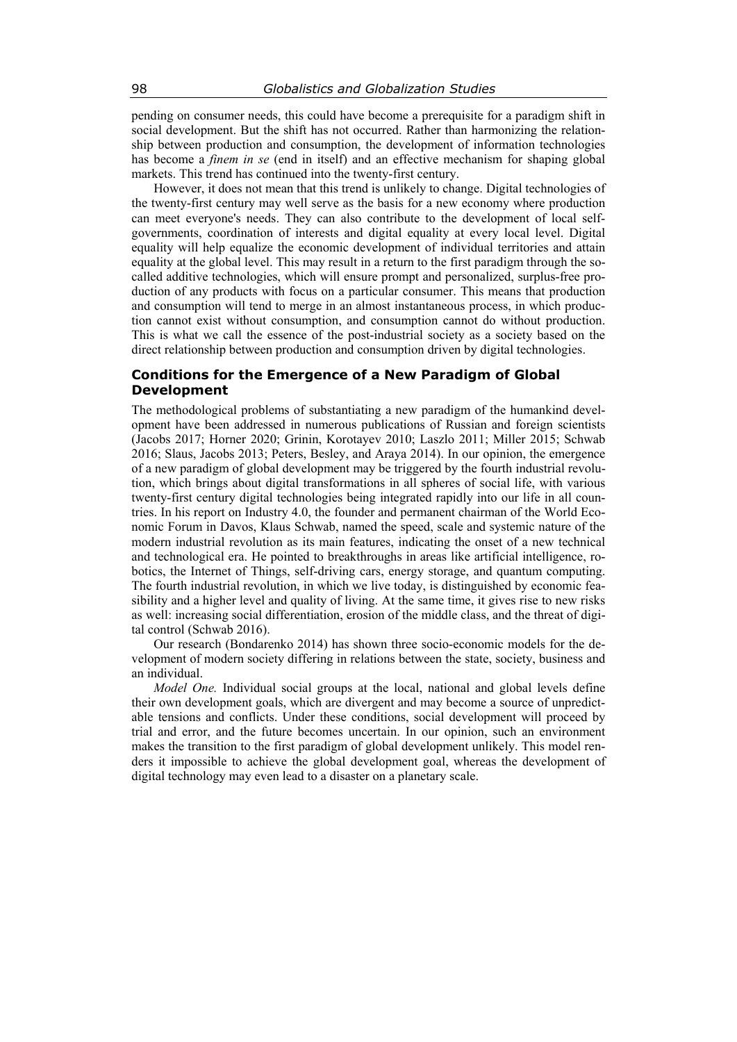pending on consumer needs, this could have become a prerequisite for a paradigm shift in social development. But the shift has not occurred. Rather than harmonizing the relationship between production and consumption, the development of information technologies has become a *finem in se* (end in itself) and an effective mechanism for shaping global markets. This trend has continued into the twenty-first century.

However, it does not mean that this trend is unlikely to change. Digital technologies of the twenty-first century may well serve as the basis for a new economy where production can meet everyone's needs. They can also contribute to the development of local self-governments, coordination of interests and digital equality at every local level. Digital equality will help equalize the economic development of individual territories and attain equality at the global level. This may result in a return to the first paradigm through the so-called additive technologies, which will ensure prompt and personalized, surplus-free production of any products with focus on a particular consumer. This means that production and consumption will tend to merge in an almost instantaneous process, in which production cannot exist without consumption, and consumption cannot do without production. This is what we call the essence of the post-industrial society as a society based on the direct relationship between production and consumption driven by digital technologies.

## Conditions for the Emergence of a New Paradigm of Global Development

The methodological problems of substantiating a new paradigm of the humankind development have been addressed in numerous publications of Russian and foreign scientists (Jacobs 2017; Horner 2020; Grinin, Korotayev 2010; Laszlo 2011; Miller 2015; Schwab 2016; Slaus, Jacobs 2013; Peters, Besley, and Araya 2014). In our opinion, the emergence of a new paradigm of global development may be triggered by the fourth industrial revolution, which brings about digital transformations in all spheres of social life, with various twenty-first century digital technologies being integrated rapidly into our life in all countries. In his report on Industry 4.0, the founder and permanent chairman of the World Economic Forum in Davos, Klaus Schwab, named the speed, scale and systemic nature of the modern industrial revolution as its main features, indicating the onset of a new technical and technological era. He pointed to breakthroughs in areas like artificial intelligence, robotics, the Internet of Things, self-driving cars, energy storage, and quantum computing. The fourth industrial revolution, in which we live today, is distinguished by economic feasibility and a higher level and quality of living. At the same time, it gives rise to new risks as well: increasing social differentiation, erosion of the middle class, and the threat of digital control (Schwab 2016).

Our research (Bondarenko 2014) has shown three socio-economic models for the development of modern society differing in relations between the state, society, business and an individual.

*Model One.* Individual social groups at the local, national and global levels define their own development goals, which are divergent and may become a source of unpredictable tensions and conflicts. Under these conditions, social development will proceed by trial and error, and the future becomes uncertain. In our opinion, such an environment makes the transition to the first paradigm of global development unlikely. This model renders it impossible to achieve the global development goal, whereas the development of digital technology may even lead to a disaster on a planetary scale.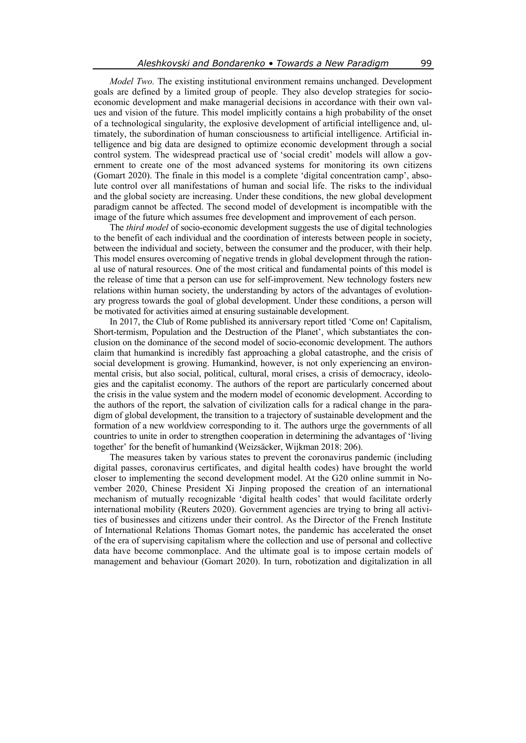*Model Two.* The existing institutional environment remains unchanged. Development goals are defined by a limited group of people. They also develop strategies for socio-economic development and make managerial decisions in accordance with their own values and vision of the future. This model implicitly contains a high probability of the onset of a technological singularity, the explosive development of artificial intelligence and, ultimately, the subordination of human consciousness to artificial intelligence. Artificial intelligence and big data are designed to optimize economic development through a social control system. The widespread practical use of 'social credit' models will allow a government to create one of the most advanced systems for monitoring its own citizens (Gomart 2020). The finale in this model is a complete 'digital concentration camp', absolute control over all manifestations of human and social life. The risks to the individual and the global society are increasing. Under these conditions, the new global development paradigm cannot be affected. The second model of development is incompatible with the image of the future which assumes free development and improvement of each person.

The *third model* of socio-economic development suggests the use of digital technologies to the benefit of each individual and the coordination of interests between people in society, between the individual and society, between the consumer and the producer, with their help. This model ensures overcoming of negative trends in global development through the rational use of natural resources. One of the most critical and fundamental points of this model is the release of time that a person can use for self-improvement. New technology fosters new relations within human society, the understanding by actors of the advantages of evolutionary progress towards the goal of global development. Under these conditions, a person will be motivated for activities aimed at ensuring sustainable development.

In 2017, the Club of Rome published its anniversary report titled 'Come on! Capitalism, Short-termism, Population and the Destruction of the Planet', which substantiates the conclusion on the dominance of the second model of socio-economic development. The authors claim that humankind is incredibly fast approaching a global catastrophe, and the crisis of social development is growing. Humankind, however, is not only experiencing an environmental crisis, but also social, political, cultural, moral crises, a crisis of democracy, ideologies and the capitalist economy. The authors of the report are particularly concerned about the crisis in the value system and the modern model of economic development. According to the authors of the report, the salvation of civilization calls for a radical change in the paradigm of global development, the transition to a trajectory of sustainable development and the formation of a new worldview corresponding to it. The authors urge the governments of all countries to unite in order to strengthen cooperation in determining the advantages of 'living together' for the benefit of humankind (Weizsäcker, Wijkman 2018: 206).

The measures taken by various states to prevent the coronavirus pandemic (including digital passes, coronavirus certificates, and digital health codes) have brought the world closer to implementing the second development model. At the G20 online summit in November 2020, Chinese President Xi Jinping proposed the creation of an international mechanism of mutually recognizable 'digital health codes' that would facilitate orderly international mobility (Reuters 2020). Government agencies are trying to bring all activities of businesses and citizens under their control. As the Director of the French Institute of International Relations Thomas Gomart notes, the pandemic has accelerated the onset of the era of supervising capitalism where the collection and use of personal and collective data have become commonplace. And the ultimate goal is to impose certain models of management and behaviour (Gomart 2020). In turn, robotization and digitalization in all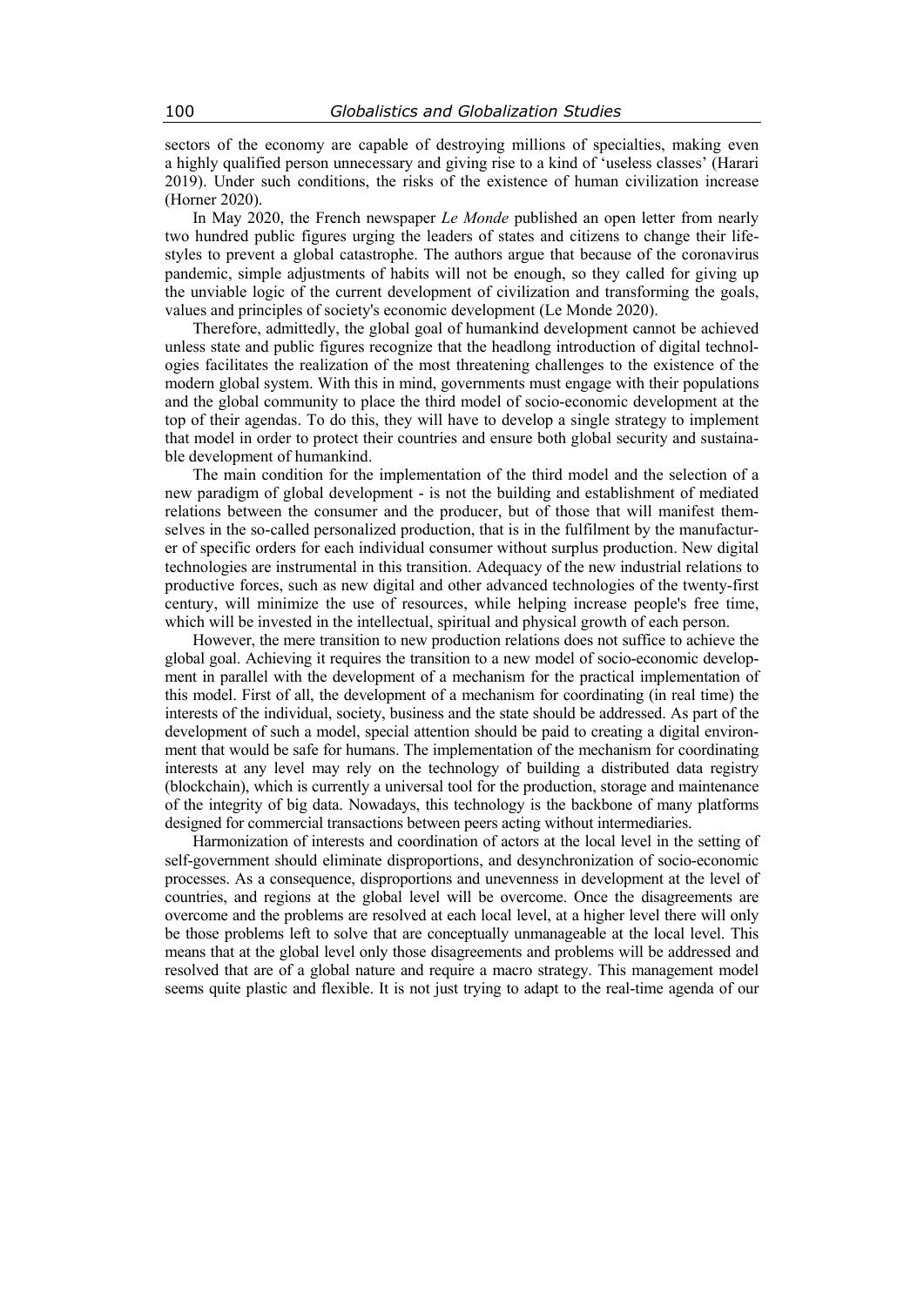sectors of the economy are capable of destroying millions of specialties, making even a highly qualified person unnecessary and giving rise to a kind of 'useless classes' (Harari 2019). Under such conditions, the risks of the existence of human civilization increase (Horner 2020).

In May 2020, the French newspaper *Le Monde* published an open letter from nearly two hundred public figures urging the leaders of states and citizens to change their lifestyles to prevent a global catastrophe. The authors argue that because of the coronavirus pandemic, simple adjustments of habits will not be enough, so they called for giving up the unviable logic of the current development of civilization and transforming the goals, values and principles of society's economic development (Le Monde 2020).

Therefore, admittedly, the global goal of humankind development cannot be achieved unless state and public figures recognize that the headlong introduction of digital technologies facilitates the realization of the most threatening challenges to the existence of the modern global system. With this in mind, governments must engage with their populations and the global community to place the third model of socio-economic development at the top of their agendas. To do this, they will have to develop a single strategy to implement that model in order to protect their countries and ensure both global security and sustainable development of humankind.

The main condition for the implementation of the third model and the selection of a new paradigm of global development - is not the building and establishment of mediated relations between the consumer and the producer, but of those that will manifest themselves in the so-called personalized production, that is in the fulfilment by the manufacturer of specific orders for each individual consumer without surplus production. New digital technologies are instrumental in this transition. Adequacy of the new industrial relations to productive forces, such as new digital and other advanced technologies of the twenty-first century, will minimize the use of resources, while helping increase people's free time, which will be invested in the intellectual, spiritual and physical growth of each person.

However, the mere transition to new production relations does not suffice to achieve the global goal. Achieving it requires the transition to a new model of socio-economic development in parallel with the development of a mechanism for the practical implementation of this model. First of all, the development of a mechanism for coordinating (in real time) the interests of the individual, society, business and the state should be addressed. As part of the development of such a model, special attention should be paid to creating a digital environment that would be safe for humans. The implementation of the mechanism for coordinating interests at any level may rely on the technology of building a distributed data registry (blockchain), which is currently a universal tool for the production, storage and maintenance of the integrity of big data. Nowadays, this technology is the backbone of many platforms designed for commercial transactions between peers acting without intermediaries.

Harmonization of interests and coordination of actors at the local level in the setting of self-government should eliminate disproportions, and desynchronization of socio-economic processes. As a consequence, disproportions and unevenness in development at the level of countries, and regions at the global level will be overcome. Once the disagreements are overcome and the problems are resolved at each local level, at a higher level there will only be those problems left to solve that are conceptually unmanageable at the local level. This means that at the global level only those disagreements and problems will be addressed and resolved that are of a global nature and require a macro strategy. This management model seems quite plastic and flexible. It is not just trying to adapt to the real-time agenda of our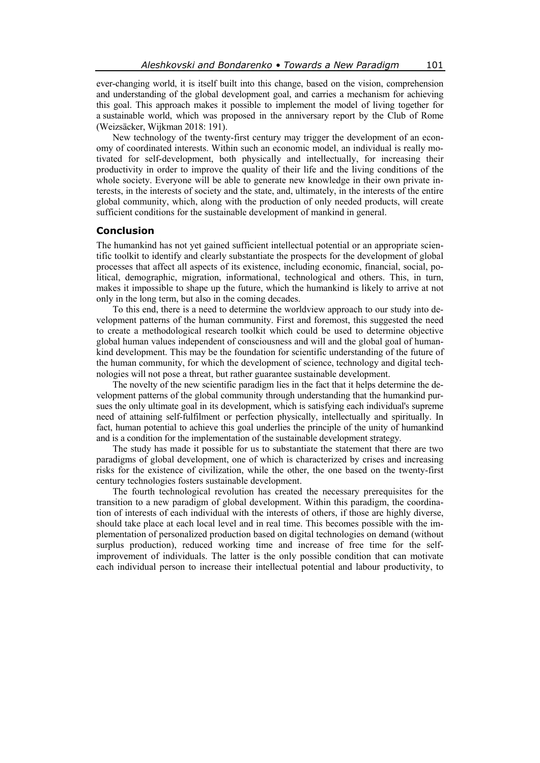ever-changing world, it is itself built into this change, based on the vision, comprehension and understanding of the global development goal, and carries a mechanism for achieving this goal. This approach makes it possible to implement the model of living together for a sustainable world, which was proposed in the anniversary report by the Club of Rome (Weizsäcker, Wijkman 2018: 191).

New technology of the twenty-first century may trigger the development of an economy of coordinated interests. Within such an economic model, an individual is really motivated for self-development, both physically and intellectually, for increasing their productivity in order to improve the quality of their life and the living conditions of the whole society. Everyone will be able to generate new knowledge in their own private interests, in the interests of society and the state, and, ultimately, in the interests of the entire global community, which, along with the production of only needed products, will create sufficient conditions for the sustainable development of mankind in general.

## Conclusion

The humankind has not yet gained sufficient intellectual potential or an appropriate scientific toolkit to identify and clearly substantiate the prospects for the development of global processes that affect all aspects of its existence, including economic, financial, social, political, demographic, migration, informational, technological and others. This, in turn, makes it impossible to shape up the future, which the humankind is likely to arrive at not only in the long term, but also in the coming decades.

To this end, there is a need to determine the worldview approach to our study into development patterns of the human community. First and foremost, this suggested the need to create a methodological research toolkit which could be used to determine objective global human values independent of consciousness and will and the global goal of humankind development. This may be the foundation for scientific understanding of the future of the human community, for which the development of science, technology and digital technologies will not pose a threat, but rather guarantee sustainable development.

The novelty of the new scientific paradigm lies in the fact that it helps determine the development patterns of the global community through understanding that the humankind pursues the only ultimate goal in its development, which is satisfying each individual's supreme need of attaining self-fulfilment or perfection physically, intellectually and spiritually. In fact, human potential to achieve this goal underlies the principle of the unity of humankind and is a condition for the implementation of the sustainable development strategy.

The study has made it possible for us to substantiate the statement that there are two paradigms of global development, one of which is characterized by crises and increasing risks for the existence of civilization, while the other, the one based on the twenty-first century technologies fosters sustainable development.

The fourth technological revolution has created the necessary prerequisites for the transition to a new paradigm of global development. Within this paradigm, the coordination of interests of each individual with the interests of others, if those are highly diverse, should take place at each local level and in real time. This becomes possible with the implementation of personalized production based on digital technologies on demand (without surplus production), reduced working time and increase of free time for the self-improvement of individuals. The latter is the only possible condition that can motivate each individual person to increase their intellectual potential and labour productivity, to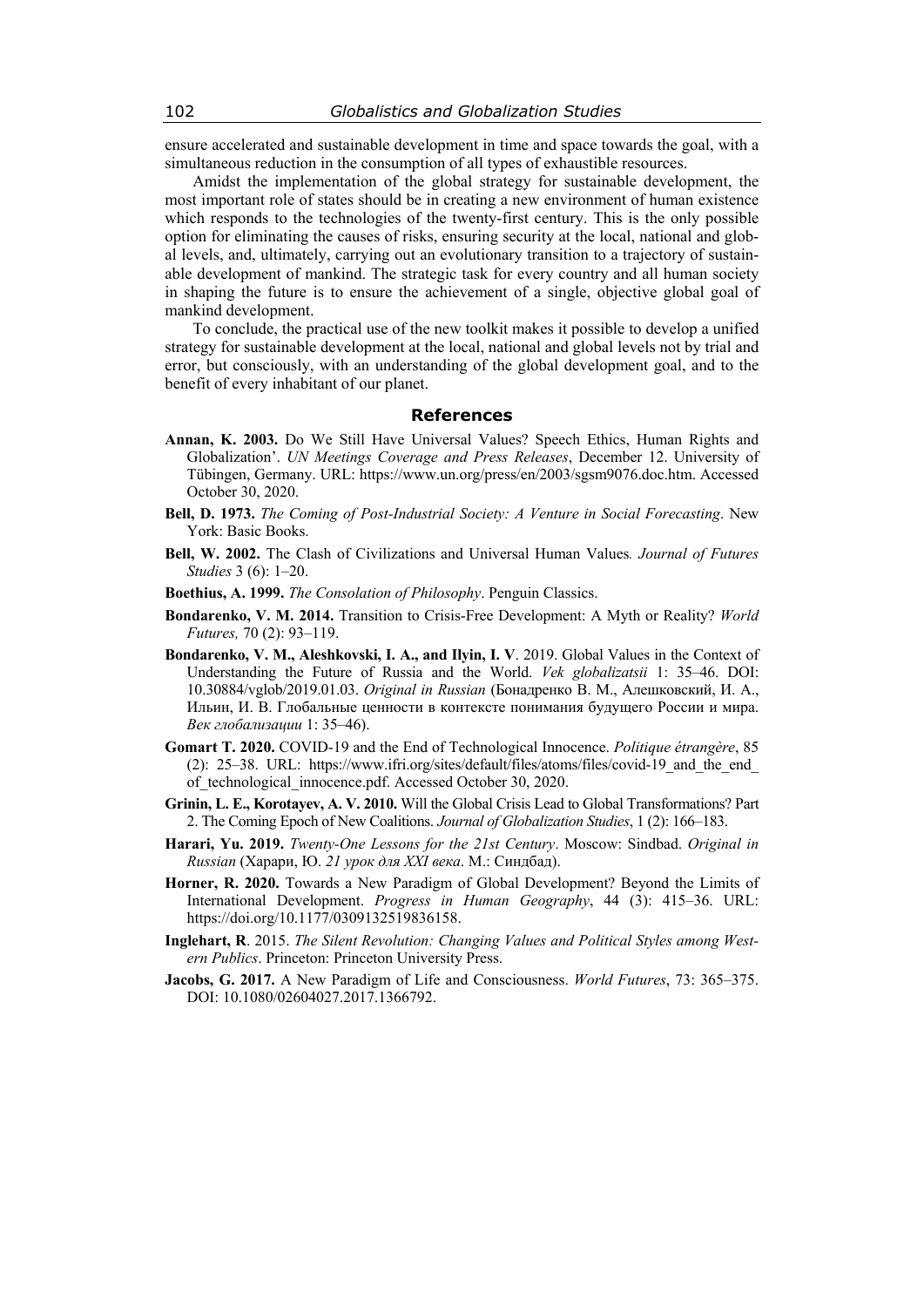ensure accelerated and sustainable development in time and space towards the goal, with a simultaneous reduction in the consumption of all types of exhaustible resources.

Amidst the implementation of the global strategy for sustainable development, the most important role of states should be in creating a new environment of human existence which responds to the technologies of the twenty-first century. This is the only possible option for eliminating the causes of risks, ensuring security at the local, national and global levels, and, ultimately, carrying out an evolutionary transition to a trajectory of sustainable development of mankind. The strategic task for every country and all human society in shaping the future is to ensure the achievement of a single, objective global goal of mankind development.

To conclude, the practical use of the new toolkit makes it possible to develop a unified strategy for sustainable development at the local, national and global levels not by trial and error, but consciously, with an understanding of the global development goal, and to the benefit of every inhabitant of our planet.

## References

**Annan, K. 2003.** Do We Still Have Universal Values? Speech Ethics, Human Rights and Globalization'. *UN Meetings Coverage and Press Releases*, December 12. University of Tübingen, Germany. URL: https://www.un.org/press/en/2003/sgsm9076.doc.htm. Accessed October 30, 2020.

**Bell, D. 1973.** *The Coming of Post-Industrial Society: A Venture in Social Forecasting*. New York: Basic Books.

**Bell, W. 2002.** The Clash of Civilizations and Universal Human Values*. Journal of Futures Studies* 3 (6): 1–20.

**Boethius, A. 1999.** *The Consolation of Philosophy*. Penguin Classics.

**Bondarenko, V. M. 2014.** Transition to Crisis-Free Development: A Myth or Reality? *World Futures,* 70 (2): 93–119.

**Bondarenko, V. M., Aleshkovski, I. A., and Ilyin, I. V**. 2019. Global Values in the Context of Understanding the Future of Russia and the World. *Vek globalizatsii* 1: 35–46. DOI: 10.30884/vglob/2019.01.03. *Original in Russian* (Бонадренко В. М., Алешковский, И. А., Ильин, И. В. Глобальные ценности в контексте понимания будущего России и мира. *Век глобализации* 1: 35–46).

**Gomart T. 2020.** COVID-19 and the End of Technological Innocence. *Politique étrangère*, 85 (2): 25–38. URL: https://www.ifri.org/sites/default/files/atoms/files/covid-19_and_the_end_of_technological_innocence.pdf. Accessed October 30, 2020.

**Grinin, L. E., Korotayev, A. V. 2010.** Will the Global Crisis Lead to Global Transformations? Part 2. The Coming Epoch of New Coalitions. *Journal of Globalization Studies*, 1 (2): 166–183.

**Harari, Yu. 2019.** *Twenty-One Lessons for the 21st Century*. Moscow: Sindbad. *Original in Russian* (Харари, Ю. *21 урок для XXI века*. М.: Синдбад).

**Horner, R. 2020.** Towards a New Paradigm of Global Development? Beyond the Limits of International Development. *Progress in Human Geography*, 44 (3): 415–36. URL: https://doi.org/10.1177/0309132519836158.

**Inglehart, R**. 2015. *The Silent Revolution: Changing Values and Political Styles among Western Publics*. Princeton: Princeton University Press.

**Jacobs, G. 2017.** A New Paradigm of Life and Consciousness. *World Futures*, 73: 365–375. DOI: 10.1080/02604027.2017.1366792.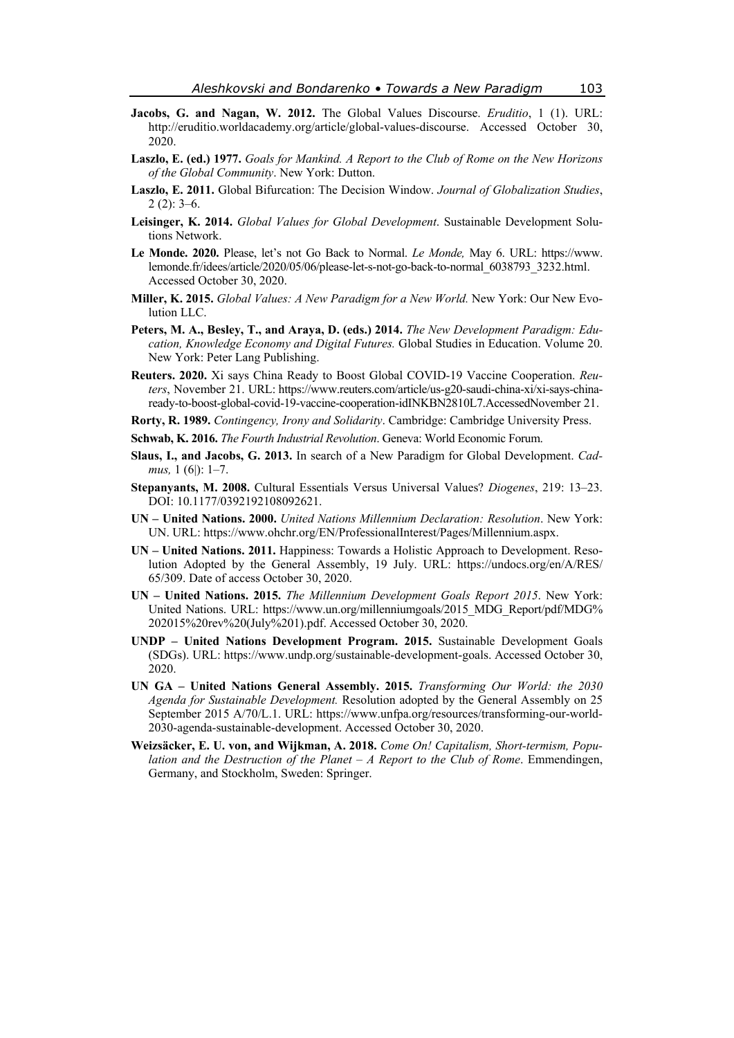**Jacobs, G. and Nagan, W. 2012.** The Global Values Discourse. *Eruditio*, 1 (1). URL: http://eruditio.worldacademy.org/article/global-values-discourse. Accessed October 30, 2020.

**Laszlo, E. (ed.) 1977.** *Goals for Mankind. A Report to the Club of Rome on the New Horizons of the Global Community*. New York: Dutton.

**Laszlo, E. 2011.** Global Bifurcation: The Decision Window. *Journal of Globalization Studies*, 2 (2): 3–6.

**Leisinger, K. 2014.** *Global Values for Global Development*. Sustainable Development Solutions Network.

**Le Monde. 2020.** Please, let's not Go Back to Normal. *Le Monde,* May 6. URL: https://www.lemonde.fr/idees/article/2020/05/06/please-let-s-not-go-back-to-normal_6038773_3232.html. Accessed October 30, 2020.

**Miller, K. 2015.** *Global Values: A New Paradigm for a New World.* New York: Our New Evolution LLC.

**Peters, M. A., Besley, T., and Araya, D. (eds.) 2014.** *The New Development Paradigm: Education, Knowledge Economy and Digital Futures.* Global Studies in Education. Volume 20. New York: Peter Lang Publishing.

**Reuters. 2020.** Xi says China Ready to Boost Global COVID-19 Vaccine Cooperation. *Reuters*, November 21. URL: https://www.reuters.com/article/us-g20-saudi-china-xi/xi-says-china-ready-to-boost-global-covid-19-vaccine-cooperation-idINKBN2810L7.AccessedNovember 21.

**Rorty, R. 1989.** *Contingency, Irony and Solidarity*. Cambridge: Cambridge University Press.

**Schwab, K. 2016.** *The Fourth Industrial Revolution*. Geneva: World Economic Forum.

**Slaus, I., and Jacobs, G. 2013.** In search of a New Paradigm for Global Development. *Cadmus,* 1 (6|): 1–7.

**Stepanyants, M. 2008.** Cultural Essentials Versus Universal Values? *Diogenes*, 219: 13–23. DOI: 10.1177/0392192108092621.

**UN – United Nations. 2000.** *United Nations Millennium Declaration: Resolution*. New York: UN. URL: https://www.ohchr.org/EN/ProfessionalInterest/Pages/Millennium.aspx.

**UN – United Nations. 2011.** Happiness: Towards a Holistic Approach to Development. Resolution Adopted by the General Assembly, 19 July. URL: https://undocs.org/en/A/RES/65/309. Date of access October 30, 2020.

**UN – United Nations. 2015.** *The Millennium Development Goals Report 2015*. New York: United Nations. URL: https://www.un.org/millenniumgoals/2015_MDG_Report/pdf/MDG%202015%20rev%20(July%201).pdf. Accessed October 30, 2020.

**UNDP – United Nations Development Program. 2015.** Sustainable Development Goals (SDGs). URL: https://www.undp.org/sustainable-development-goals. Accessed October 30, 2020.

**UN GA – United Nations General Assembly. 2015.** *Transforming Our World: the 2030 Agenda for Sustainable Development.* Resolution adopted by the General Assembly on 25 September 2015 A/70/L.1. URL: https://www.unfpa.org/resources/transforming-our-world-2030-agenda-sustainable-development. Accessed October 30, 2020.

**Weizsäcker, E. U. von, and Wijkman, A. 2018.** *Come On! Capitalism, Short-termism, Population and the Destruction of the Planet – A Report to the Club of Rome*. Emmendingen, Germany, and Stockholm, Sweden: Springer.